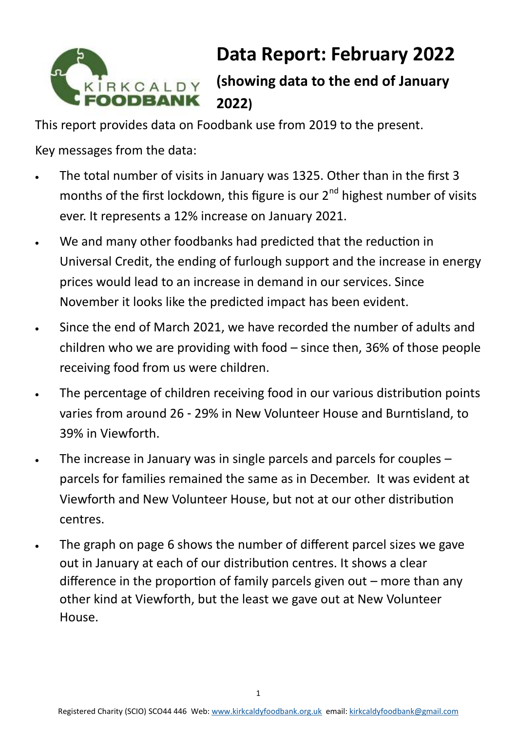# Data Report: February 2022

## (showing data to the end of January 2022)

This report provides data on Foodbank use from 2019 to the present.

Key messages from the data:

- The total number of visits in January was 1325. Other than in the first 3 months of the first lockdown, this figure is our 2nd highest number of visits ever. It represents a 12% increase on January 2021.
- We and many other foodbanks had predicted that the reduction in Universal Credit, the ending of furlough support and the increase in energy prices would lead to an increase in demand in our services. Since November it looks like the predicted impact has been evident.
- Since the end of March 2021, we have recorded the number of adults and children who we are providing with food – since then, 36% of those people receiving food from us were children.
- The percentage of children receiving food in our various distribution points varies from around 26 - 29% in New Volunteer House and Burntisland, to 39% in Viewforth.
- The increase in January was in single parcels and parcels for couples – parcels for families remained the same as in December. It was evident at Viewforth and New Volunteer House, but not at our other distribution centres.
- The graph on page 6 shows the number of different parcel sizes we gave out in January at each of our distribution centres. It shows a clear difference in the proportion of family parcels given out – more than any other kind at Viewforth, but the least we gave out at New Volunteer House.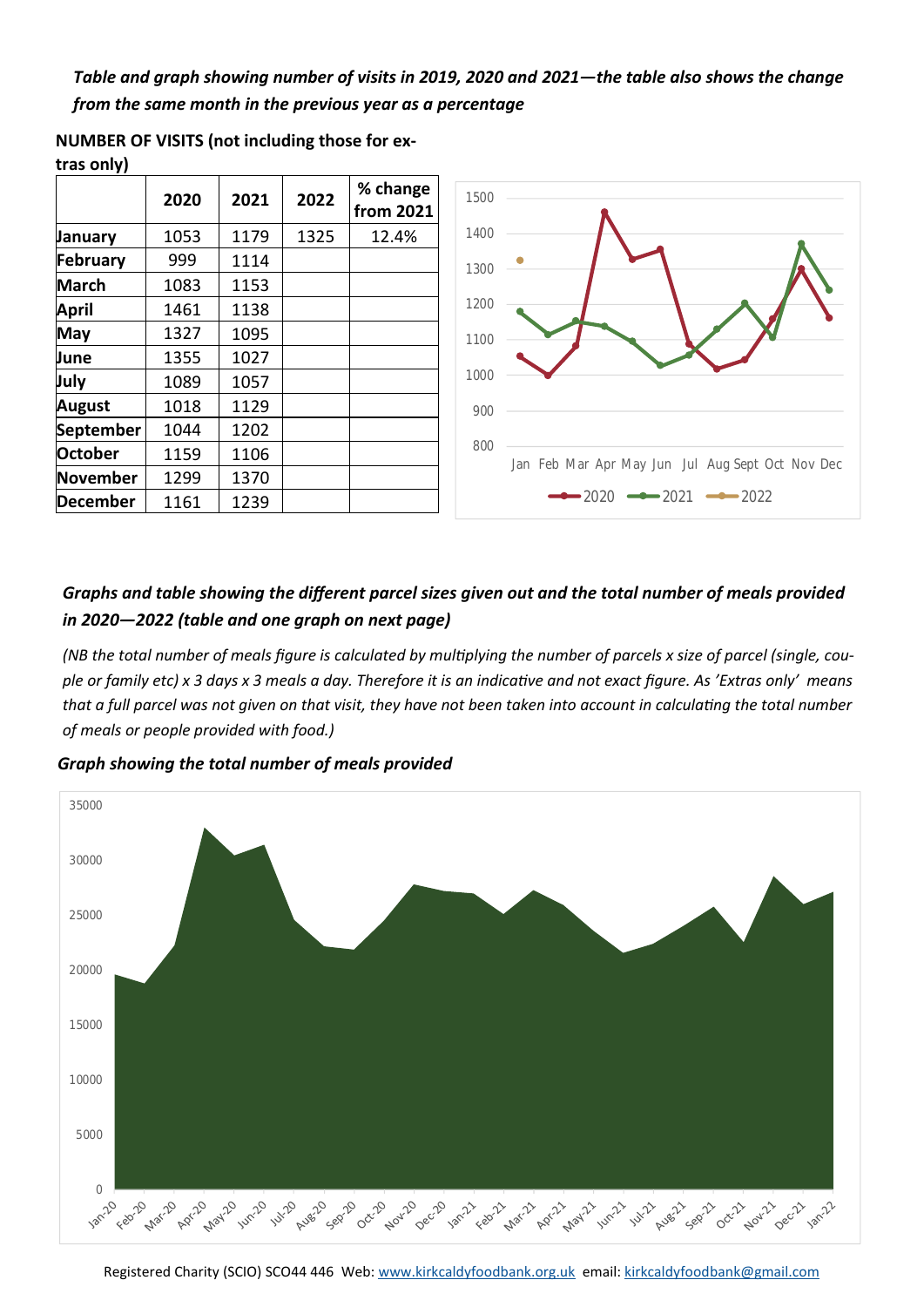***Table and graph showing number of visits in 2019, 2020 and 2021—the table also shows the change from the same month in the previous year as a percentage***

**NUMBER OF VISITS (not including those for extras only)**

| | 2020 | 2021 | 2022 | % change from 2021 |
|---|---|---|---|---|
| January | 1053 | 1179 | 1325 | 12.4% |
| February | 999 | 1114 | | |
| March | 1083 | 1153 | | |
| April | 1461 | 1138 | | |
| May | 1327 | 1095 | | |
| June | 1355 | 1027 | | |
| July | 1089 | 1057 | | |
| August | 1018 | 1129 | | |
| September | 1044 | 1202 | | |
| October | 1159 | 1106 | | |
| November | 1299 | 1370 | | |
| December | 1161 | 1239 | | |

***Graphs and table showing the different parcel sizes given out and the total number of meals provided in 2020—2022 (table and one graph on next page)***

*(NB the total number of meals figure is calculated by multiplying the number of parcels x size of parcel (single, couple or family etc) x 3 days x 3 meals a day. Therefore it is an indicative and not exact figure. As 'Extras only' means that a full parcel was not given on that visit, they have not been taken into account in calculating the total number of meals or people provided with food.)*

***Graph showing the total number of meals provided***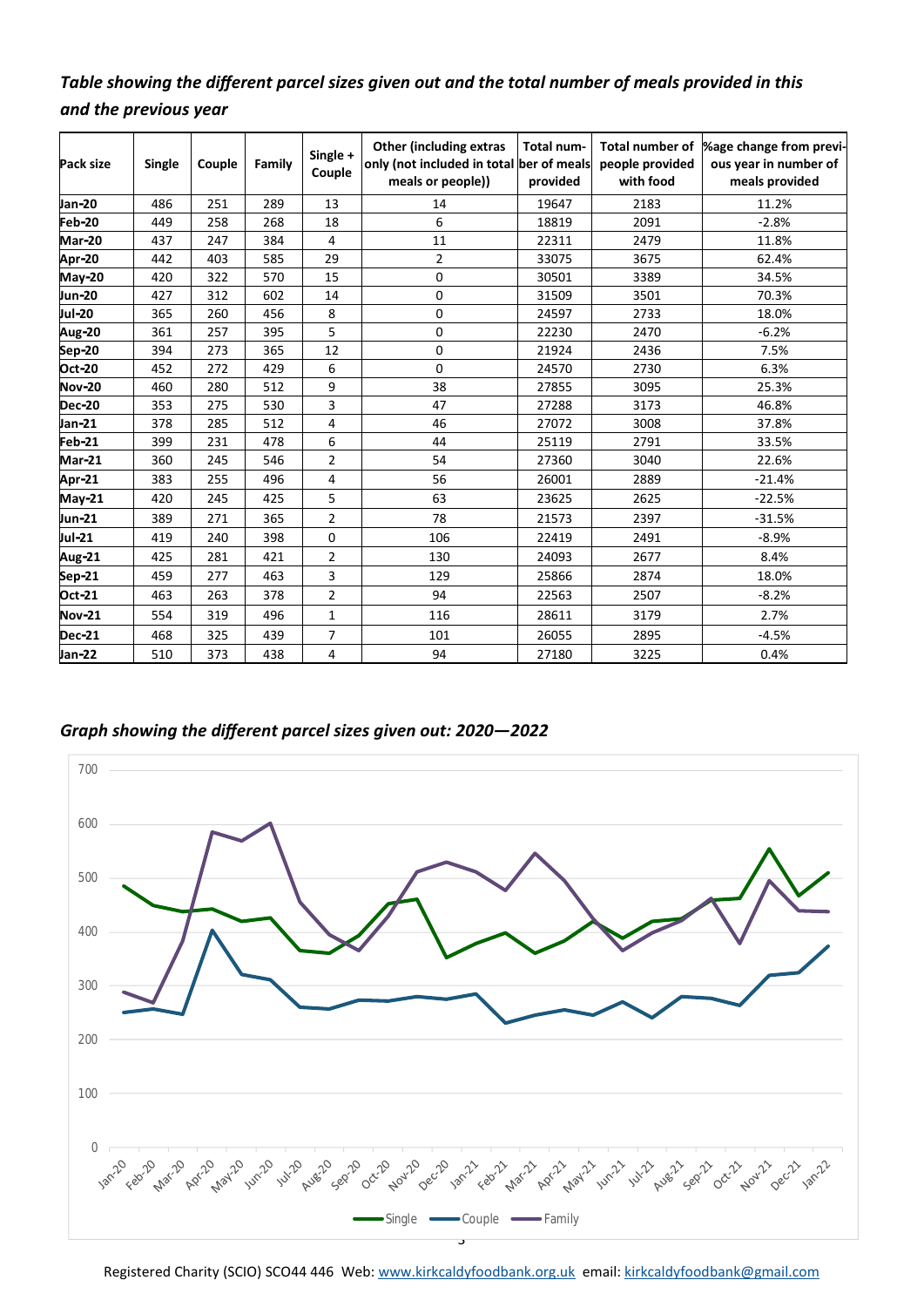*Table showing the different parcel sizes given out and the total number of meals provided in this and the previous year*

| Pack size | Single | Couple | Family | Single + Couple | Other (including extras only (not included in total meals or people)) | Total number of meals provided | Total number of people provided with food | %age change from previous year in number of meals provided |
|---|---|---|---|---|---|---|---|---|
| **Jan-20** | 486 | 251 | 289 | 13 | 14 | 19647 | 2183 | 11.2% |
| **Feb-20** | 449 | 258 | 268 | 18 | 6 | 18819 | 2091 | -2.8% |
| **Mar-20** | 437 | 247 | 384 | 4 | 11 | 22311 | 2479 | 11.8% |
| **Apr-20** | 442 | 403 | 585 | 29 | 2 | 33075 | 3675 | 62.4% |
| **May-20** | 420 | 322 | 570 | 15 | 0 | 30501 | 3389 | 34.5% |
| **Jun-20** | 427 | 312 | 602 | 14 | 0 | 31509 | 3501 | 70.3% |
| **Jul-20** | 365 | 260 | 456 | 8 | 0 | 24597 | 2733 | 18.0% |
| **Aug-20** | 361 | 257 | 395 | 5 | 0 | 22230 | 2470 | -6.2% |
| **Sep-20** | 394 | 273 | 365 | 12 | 0 | 21924 | 2436 | 7.5% |
| **Oct-20** | 452 | 272 | 429 | 6 | 0 | 24570 | 2730 | 6.3% |
| **Nov-20** | 460 | 280 | 512 | 9 | 38 | 27855 | 3095 | 25.3% |
| **Dec-20** | 353 | 275 | 530 | 3 | 47 | 27288 | 3173 | 46.8% |
| **Jan-21** | 378 | 285 | 512 | 4 | 46 | 27072 | 3008 | 37.8% |
| **Feb-21** | 399 | 231 | 478 | 6 | 44 | 25119 | 2791 | 33.5% |
| **Mar-21** | 360 | 245 | 546 | 2 | 54 | 27360 | 3040 | 22.6% |
| **Apr-21** | 383 | 255 | 496 | 4 | 56 | 26001 | 2889 | -21.4% |
| **May-21** | 420 | 245 | 425 | 5 | 63 | 23625 | 2625 | -22.5% |
| **Jun-21** | 389 | 271 | 365 | 2 | 78 | 21573 | 2397 | -31.5% |
| **Jul-21** | 419 | 240 | 398 | 0 | 106 | 22419 | 2491 | -8.9% |
| **Aug-21** | 425 | 281 | 421 | 2 | 130 | 24093 | 2677 | 8.4% |
| **Sep-21** | 459 | 277 | 463 | 3 | 129 | 25866 | 2874 | 18.0% |
| **Oct-21** | 463 | 263 | 378 | 2 | 94 | 22563 | 2507 | -8.2% |
| **Nov-21** | 554 | 319 | 496 | 1 | 116 | 28611 | 3179 | 2.7% |
| **Dec-21** | 468 | 325 | 439 | 7 | 101 | 26055 | 2895 | -4.5% |
| **Jan-22** | 510 | 373 | 438 | 4 | 94 | 27180 | 3225 | 0.4% |

*Graph showing the different parcel sizes given out: 2020—2022*

Registered Charity (SCIO) SCO44 446 Web: www.kirkcaldyfoodbank.org.uk email: kirkcaldyfoodbank@gmail.com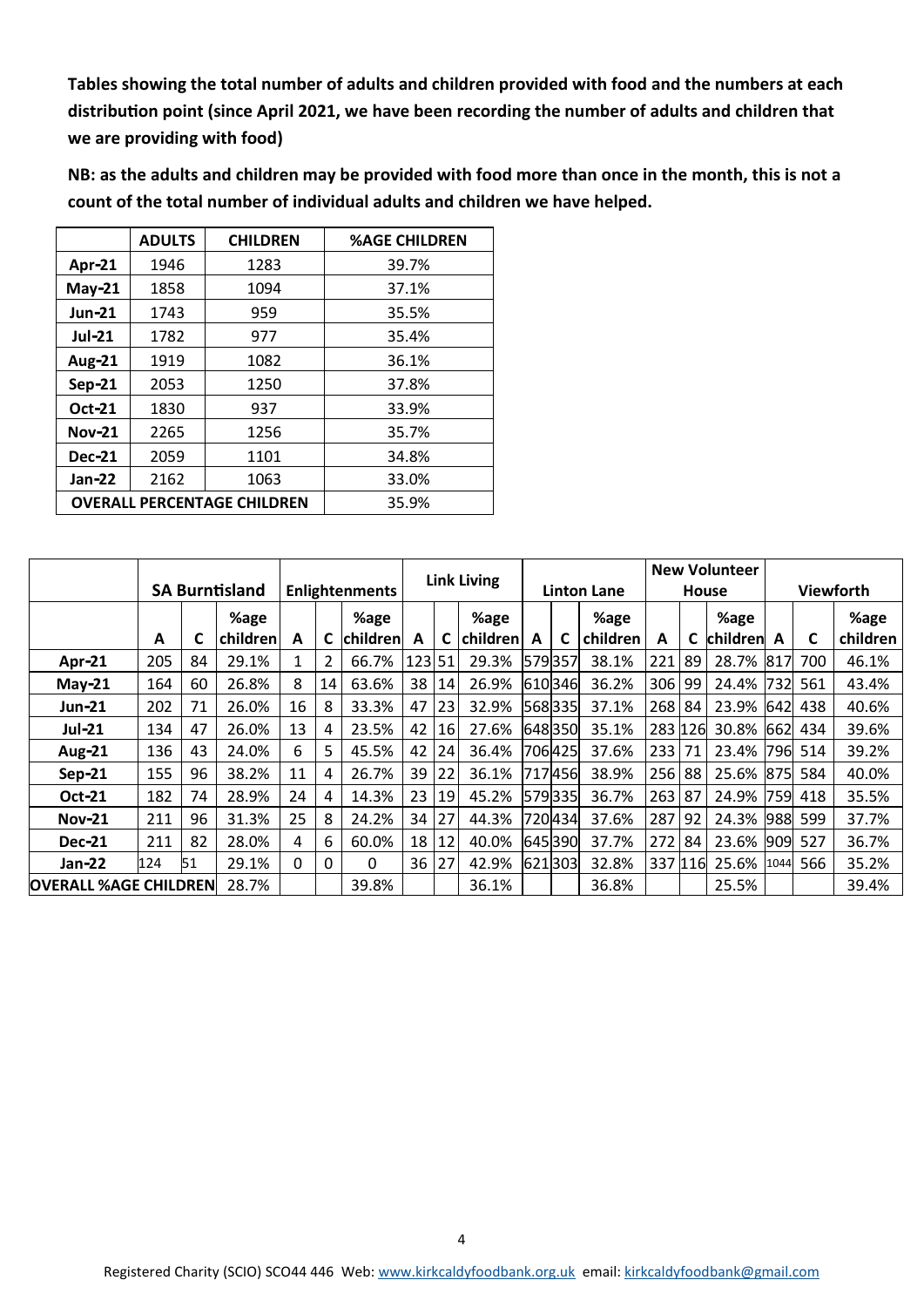**Tables showing the total number of adults and children provided with food and the numbers at each distribution point (since April 2021, we have been recording the number of adults and children that we are providing with food)**

**NB: as the adults and children may be provided with food more than once in the month, this is not a count of the total number of individual adults and children we have helped.**

| | ADULTS | CHILDREN | %AGE CHILDREN |
|---|---|---|---|
| **Apr-21** | 1946 | 1283 | 39.7% |
| **May-21** | 1858 | 1094 | 37.1% |
| **Jun-21** | 1743 | 959 | 35.5% |
| **Jul-21** | 1782 | 977 | 35.4% |
| **Aug-21** | 1919 | 1082 | 36.1% |
| **Sep-21** | 2053 | 1250 | 37.8% |
| **Oct-21** | 1830 | 937 | 33.9% |
| **Nov-21** | 2265 | 1256 | 35.7% |
| **Dec-21** | 2059 | 1101 | 34.8% |
| **Jan-22** | 2162 | 1063 | 33.0% |
| **OVERALL PERCENTAGE CHILDREN** | | | 35.9% |

| | SA Burntisland | | | Enlightenments | | | Link Living | | | Linton Lane | | | New Volunteer House | | | Viewforth | | |
|---|---|---|---|---|---|---|---|---|---|---|---|---|---|---|---|---|---|---|
| | A | C | %age children | A | C | %age children | A | C | %age children | A | C | %age children | A | C | %age children | A | C | %age children |
| **Apr-21** | 205 | 84 | 29.1% | 1 | 2 | 66.7% | 123 | 51 | 29.3% | 579 | 357 | 38.1% | 221 | 89 | 28.7% | 817 | 700 | 46.1% |
| **May-21** | 164 | 60 | 26.8% | 8 | 14 | 63.6% | 38 | 14 | 26.9% | 610 | 346 | 36.2% | 306 | 99 | 24.4% | 732 | 561 | 43.4% |
| **Jun-21** | 202 | 71 | 26.0% | 16 | 8 | 33.3% | 47 | 23 | 32.9% | 568 | 335 | 37.1% | 268 | 84 | 23.9% | 642 | 438 | 40.6% |
| **Jul-21** | 134 | 47 | 26.0% | 13 | 4 | 23.5% | 42 | 16 | 27.6% | 648 | 350 | 35.1% | 283 | 126 | 30.8% | 662 | 434 | 39.6% |
| **Aug-21** | 136 | 43 | 24.0% | 6 | 5 | 45.5% | 42 | 24 | 36.4% | 706 | 425 | 37.6% | 233 | 71 | 23.4% | 796 | 514 | 39.2% |
| **Sep-21** | 155 | 96 | 38.2% | 11 | 4 | 26.7% | 39 | 22 | 36.1% | 717 | 456 | 38.9% | 256 | 88 | 25.6% | 875 | 584 | 40.0% |
| **Oct-21** | 182 | 74 | 28.9% | 24 | 4 | 14.3% | 23 | 19 | 45.2% | 579 | 335 | 36.7% | 263 | 87 | 24.9% | 759 | 418 | 35.5% |
| **Nov-21** | 211 | 96 | 31.3% | 25 | 8 | 24.2% | 34 | 27 | 44.3% | 720 | 434 | 37.6% | 287 | 92 | 24.3% | 988 | 599 | 37.7% |
| **Dec-21** | 211 | 82 | 28.0% | 4 | 6 | 60.0% | 18 | 12 | 40.0% | 645 | 390 | 37.7% | 272 | 84 | 23.6% | 909 | 527 | 36.7% |
| **Jan-22** | 124 | 51 | 29.1% | 0 | 0 | 0 | 36 | 27 | 42.9% | 621 | 303 | 32.8% | 337 | 116 | 25.6% | 1044 | 566 | 35.2% |
| **OVERALL %AGE CHILDREN** | | | 28.7% | | | 39.8% | | | 36.1% | | | 36.8% | | | 25.5% | | | 39.4% |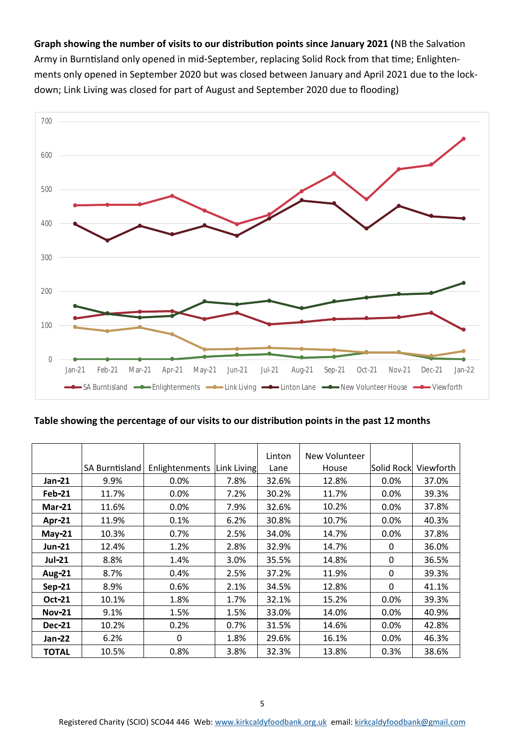**Graph showing the number of visits to our distribution points since January 2021 (**NB the Salvation Army in Burntisland only opened in mid-September, replacing Solid Rock from that time; Enlightenments only opened in September 2020 but was closed between January and April 2021 due to the lockdown; Link Living was closed for part of August and September 2020 due to flooding)

**Table showing the percentage of our visits to our distribution points in the past 12 months**

| | SA Burntisland | Enlightenments | Link Living | Linton Lane | New Volunteer House | Solid Rock | Viewforth |
|---|---|---|---|---|---|---|---|
| **Jan-21** | 9.9% | 0.0% | 7.8% | 32.6% | 12.8% | 0.0% | 37.0% |
| **Feb-21** | 11.7% | 0.0% | 7.2% | 30.2% | 11.7% | 0.0% | 39.3% |
| **Mar-21** | 11.6% | 0.0% | 7.9% | 32.6% | 10.2% | 0.0% | 37.8% |
| **Apr-21** | 11.9% | 0.1% | 6.2% | 30.8% | 10.7% | 0.0% | 40.3% |
| **May-21** | 10.3% | 0.7% | 2.5% | 34.0% | 14.7% | 0.0% | 37.8% |
| **Jun-21** | 12.4% | 1.2% | 2.8% | 32.9% | 14.7% | 0 | 36.0% |
| **Jul-21** | 8.8% | 1.4% | 3.0% | 35.5% | 14.8% | 0 | 36.5% |
| **Aug-21** | 8.7% | 0.4% | 2.5% | 37.2% | 11.9% | 0 | 39.3% |
| **Sep-21** | 8.9% | 0.6% | 2.1% | 34.5% | 12.8% | 0 | 41.1% |
| **Oct-21** | 10.1% | 1.8% | 1.7% | 32.1% | 15.2% | 0.0% | 39.3% |
| **Nov-21** | 9.1% | 1.5% | 1.5% | 33.0% | 14.0% | 0.0% | 40.9% |
| **Dec-21** | 10.2% | 0.2% | 0.7% | 31.5% | 14.6% | 0.0% | 42.8% |
| **Jan-22** | 6.2% | 0 | 1.8% | 29.6% | 16.1% | 0.0% | 46.3% |
| **TOTAL** | 10.5% | 0.8% | 3.8% | 32.3% | 13.8% | 0.3% | 38.6% |

Registered Charity (SCIO) SCO44 446 Web: www.kirkcaldyfoodbank.org.uk email: kirkcaldyfoodbank@gmail.com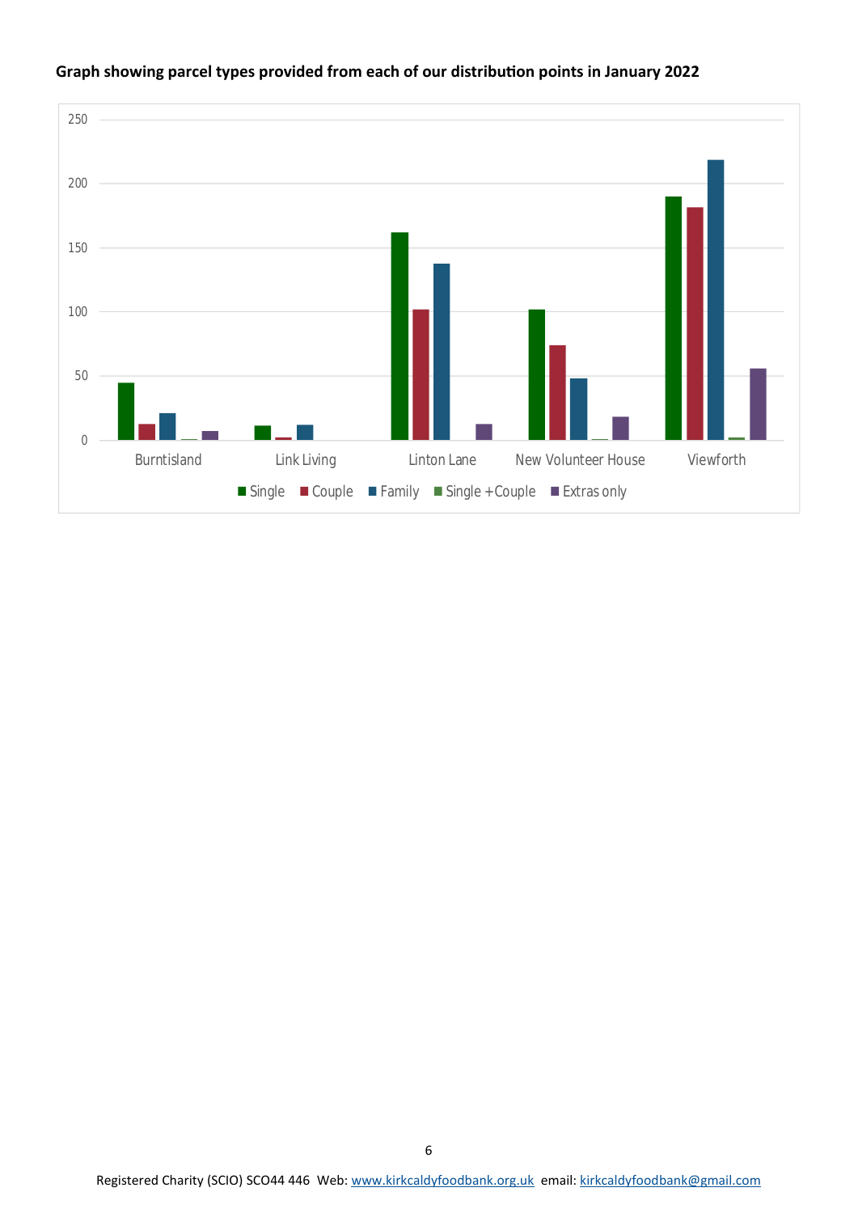**Graph showing parcel types provided from each of our distribution points in January 2022**

250
200
150
100
50
0

Burntisland
Link Living
Linton Lane
New Volunteer House
Viewforth

Single
Couple
Family
Single +Couple
Extras only